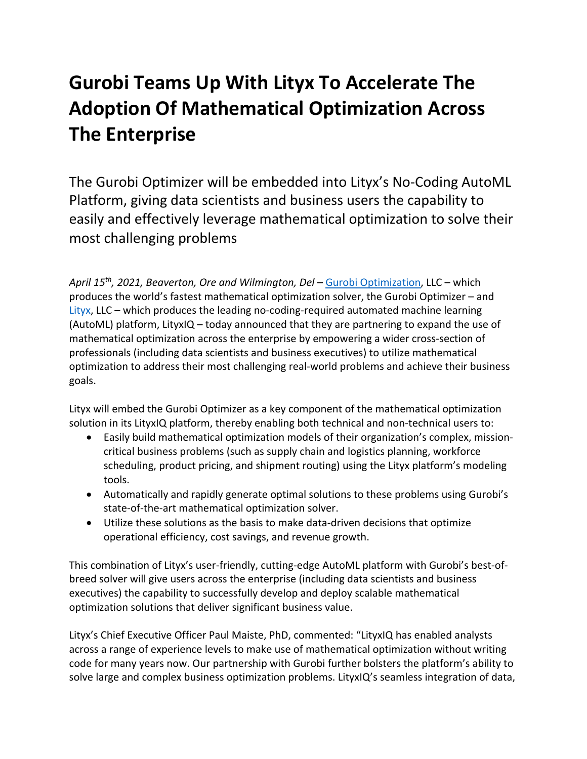# Gurobi Teams Up With Lityx To Accelerate The Adoption Of Mathematical Optimization Across The Enterprise

The Gurobi Optimizer will be embedded into Lityx's No-Coding AutoML Platform, giving data scientists and business users the capability to easily and effectively leverage mathematical optimization to solve their most challenging problems

*April 15th, 2021, Beaverton, Ore and Wilmington, Del* – [Gurobi Optimization](), LLC – which produces the world's fastest mathematical optimization solver, the Gurobi Optimizer – and [Lityx](), LLC – which produces the leading no-coding-required automated machine learning (AutoML) platform, LityxIQ – today announced that they are partnering to expand the use of mathematical optimization across the enterprise by empowering a wider cross-section of professionals (including data scientists and business executives) to utilize mathematical optimization to address their most challenging real-world problems and achieve their business goals.

Lityx will embed the Gurobi Optimizer as a key component of the mathematical optimization solution in its LityxIQ platform, thereby enabling both technical and non-technical users to:

- Easily build mathematical optimization models of their organization's complex, mission-critical business problems (such as supply chain and logistics planning, workforce scheduling, product pricing, and shipment routing) using the Lityx platform's modeling tools.
- Automatically and rapidly generate optimal solutions to these problems using Gurobi's state-of-the-art mathematical optimization solver.
- Utilize these solutions as the basis to make data-driven decisions that optimize operational efficiency, cost savings, and revenue growth.

This combination of Lityx's user-friendly, cutting-edge AutoML platform with Gurobi's best-of-breed solver will give users across the enterprise (including data scientists and business executives) the capability to successfully develop and deploy scalable mathematical optimization solutions that deliver significant business value.

Lityx's Chief Executive Officer Paul Maiste, PhD, commented: "LityxIQ has enabled analysts across a range of experience levels to make use of mathematical optimization without writing code for many years now. Our partnership with Gurobi further bolsters the platform's ability to solve large and complex business optimization problems. LityxIQ's seamless integration of data,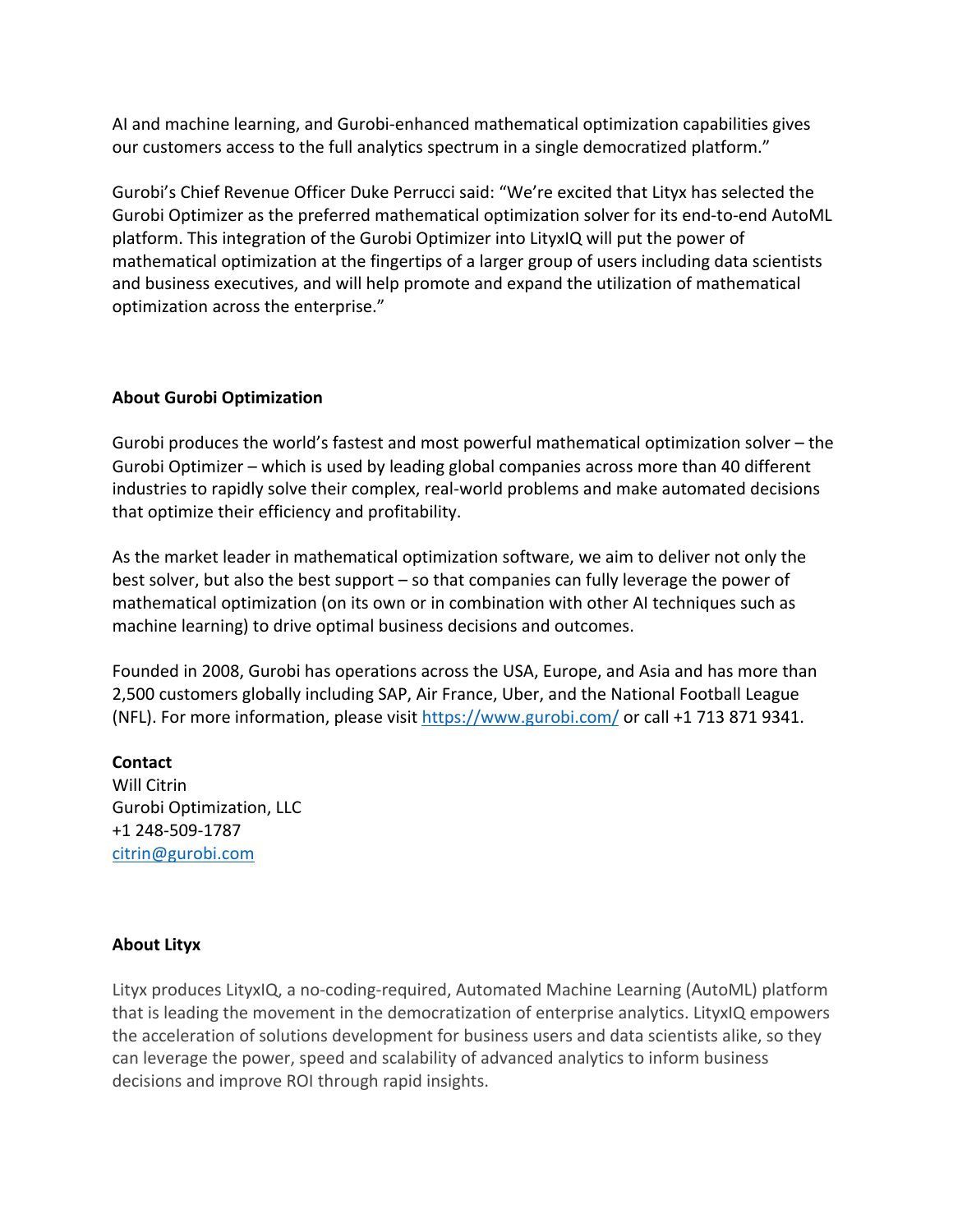AI and machine learning, and Gurobi-enhanced mathematical optimization capabilities gives our customers access to the full analytics spectrum in a single democratized platform."

Gurobi's Chief Revenue Officer Duke Perrucci said: "We're excited that Lityx has selected the Gurobi Optimizer as the preferred mathematical optimization solver for its end-to-end AutoML platform. This integration of the Gurobi Optimizer into LityxIQ will put the power of mathematical optimization at the fingertips of a larger group of users including data scientists and business executives, and will help promote and expand the utilization of mathematical optimization across the enterprise."

**About Gurobi Optimization**

Gurobi produces the world's fastest and most powerful mathematical optimization solver – the Gurobi Optimizer – which is used by leading global companies across more than 40 different industries to rapidly solve their complex, real-world problems and make automated decisions that optimize their efficiency and profitability.

As the market leader in mathematical optimization software, we aim to deliver not only the best solver, but also the best support – so that companies can fully leverage the power of mathematical optimization (on its own or in combination with other AI techniques such as machine learning) to drive optimal business decisions and outcomes.

Founded in 2008, Gurobi has operations across the USA, Europe, and Asia and has more than 2,500 customers globally including SAP, Air France, Uber, and the National Football League (NFL). For more information, please visit [https://www.gurobi.com/](https://www.gurobi.com/) or call +1 713 871 9341.

**Contact**
Will Citrin
Gurobi Optimization, LLC
+1 248-509-1787
[citrin@gurobi.com](mailto:citrin@gurobi.com)

**About Lityx**

Lityx produces LityxIQ, a no-coding-required, Automated Machine Learning (AutoML) platform that is leading the movement in the democratization of enterprise analytics. LityxIQ empowers the acceleration of solutions development for business users and data scientists alike, so they can leverage the power, speed and scalability of advanced analytics to inform business decisions and improve ROI through rapid insights.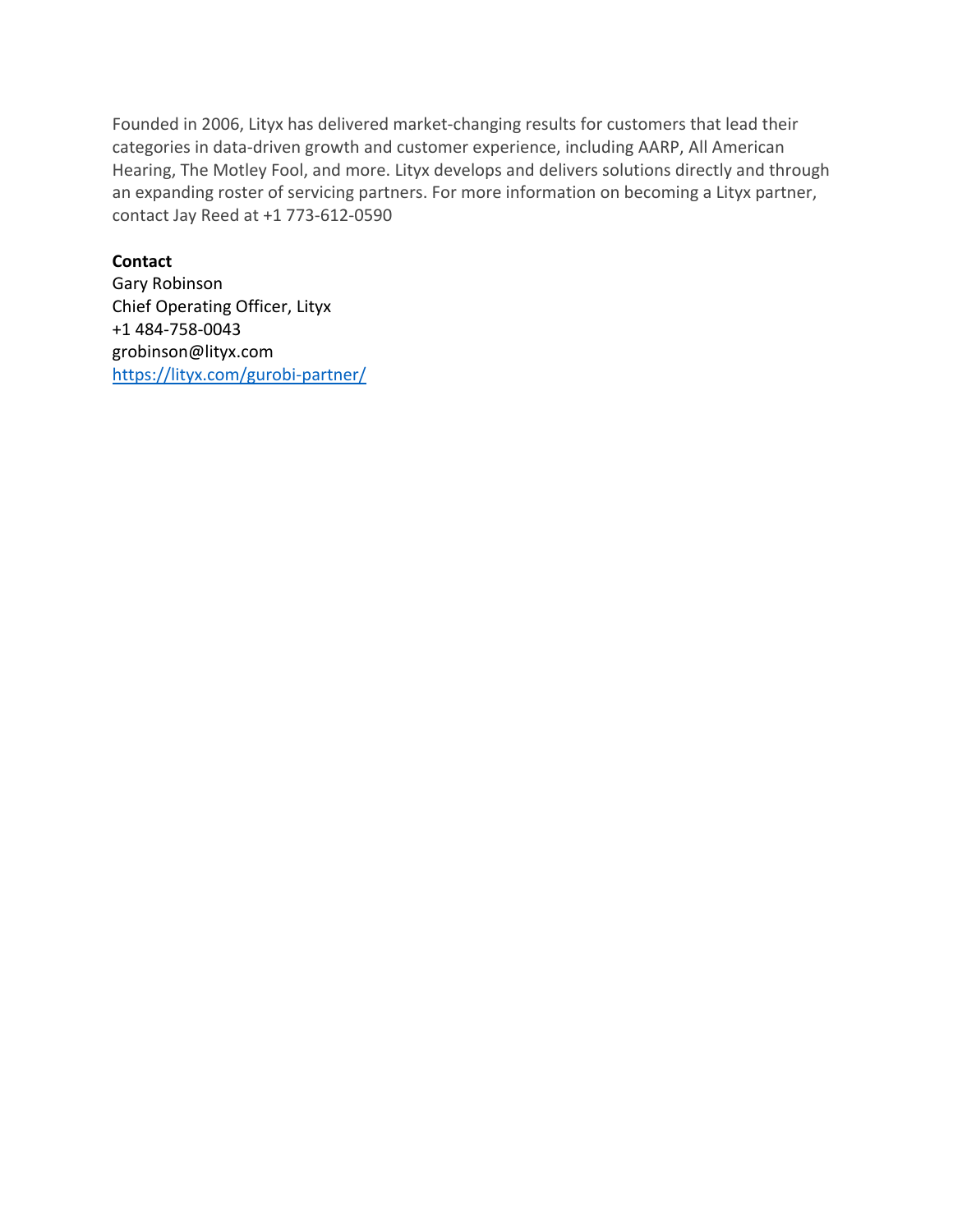Founded in 2006, Lityx has delivered market-changing results for customers that lead their categories in data-driven growth and customer experience, including AARP, All American Hearing, The Motley Fool, and more. Lityx develops and delivers solutions directly and through an expanding roster of servicing partners. For more information on becoming a Lityx partner, contact Jay Reed at +1 773-612-0590

**Contact**
Gary Robinson
Chief Operating Officer, Lityx
+1 484-758-0043
grobinson@lityx.com
[https://lityx.com/gurobi-partner/](https://lityx.com/gurobi-partner/)